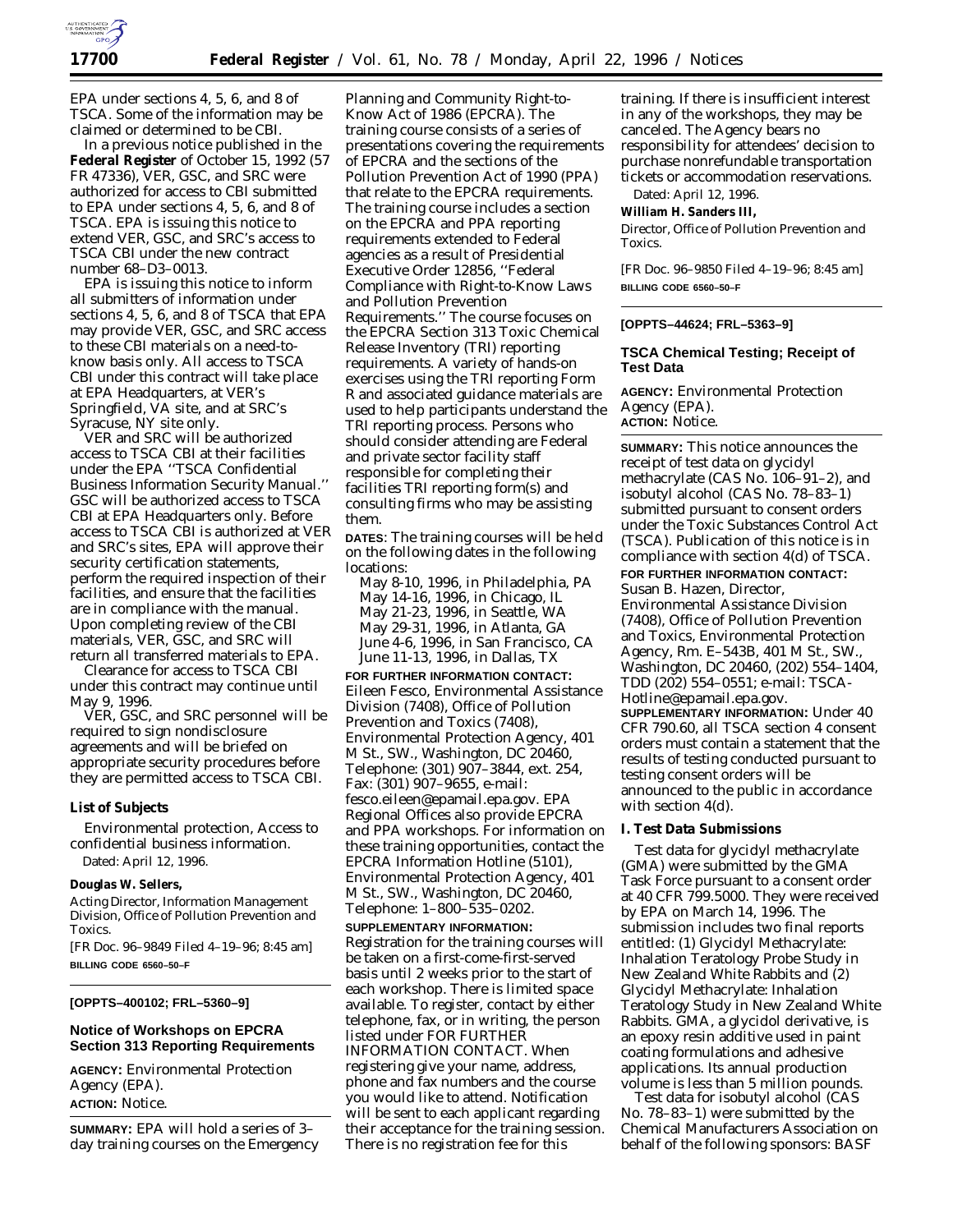EPA under sections 4, 5, 6, and 8 of TSCA. Some of the information may be claimed or determined to be CBI.

In a previous notice published in the **Federal Register** of October 15, 1992 (57 FR 47336), VER, GSC, and SRC were authorized for access to CBI submitted to EPA under sections 4, 5, 6, and 8 of TSCA. EPA is issuing this notice to extend VER, GSC, and SRC's access to TSCA CBI under the new contract number 68–D3–0013.

EPA is issuing this notice to inform all submitters of information under sections 4, 5, 6, and 8 of TSCA that EPA may provide VER, GSC, and SRC access to these CBI materials on a need-to-know basis only. All access to TSCA CBI under this contract will take place at EPA Headquarters, at VER's Springfield, VA site, and at SRC's Syracuse, NY site only.

VER and SRC will be authorized access to TSCA CBI at their facilities under the EPA ''TSCA Confidential Business Information Security Manual.'' GSC will be authorized access to TSCA CBI at EPA Headquarters only. Before access to TSCA CBI is authorized at VER and SRC's sites, EPA will approve their security certification statements, perform the required inspection of their facilities, and ensure that the facilities are in compliance with the manual. Upon completing review of the CBI materials, VER, GSC, and SRC will return all transferred materials to EPA.

Clearance for access to TSCA CBI under this contract may continue until May 9, 1996.

VER, GSC, and SRC personnel will be required to sign nondisclosure agreements and will be briefed on appropriate security procedures before they are permitted access to TSCA CBI.

**List of Subjects**

Environmental protection, Access to confidential business information.

Dated: April 12, 1996.

**Douglas W. Sellers,**

*Acting Director, Information Management Division, Office of Pollution Prevention and Toxics.*

[FR Doc. 96–9849 Filed 4–19–96; 8:45 am]

**BILLING CODE 6560–50–F**

---

**[OPPTS–400102; FRL–5360–9]**

## Notice of Workshops on EPCRA Section 313 Reporting Requirements

**AGENCY:** Environmental Protection Agency (EPA).

**ACTION:** Notice.

**SUMMARY:** EPA will hold a series of 3–day training courses on the Emergency Planning and Community Right-to-Know Act of 1986 (EPCRA). The training course consists of a series of presentations covering the requirements of EPCRA and the sections of the Pollution Prevention Act of 1990 (PPA) that relate to the EPCRA requirements. The training course includes a section on the EPCRA and PPA reporting requirements extended to Federal agencies as a result of Presidential Executive Order 12856, ''Federal Compliance with Right-to-Know Laws and Pollution Prevention Requirements.'' The course focuses on the EPCRA Section 313 Toxic Chemical Release Inventory (TRI) reporting requirements. A variety of hands-on exercises using the TRI reporting Form R and associated guidance materials are used to help participants understand the TRI reporting process. Persons who should consider attending are Federal and private sector facility staff responsible for completing their facilities TRI reporting form(s) and consulting firms who may be assisting them.

**DATES**: The training courses will be held on the following dates in the following locations:

May 8-10, 1996, in Philadelphia, PA
May 14-16, 1996, in Chicago, IL
May 21-23, 1996, in Seattle, WA
May 29-31, 1996, in Atlanta, GA
June 4-6, 1996, in San Francisco, CA
June 11-13, 1996, in Dallas, TX

**FOR FURTHER INFORMATION CONTACT:** Eileen Fesco, Environmental Assistance Division (7408), Office of Pollution Prevention and Toxics (7408), Environmental Protection Agency, 401 M St., SW., Washington, DC 20460, Telephone: (301) 907–3844, ext. 254, Fax: (301) 907–9655, e-mail: fesco.eileen@epamail.epa.gov. EPA Regional Offices also provide EPCRA and PPA workshops. For information on these training opportunities, contact the EPCRA Information Hotline (5101), Environmental Protection Agency, 401 M St., SW., Washington, DC 20460, Telephone: 1–800–535–0202.

**SUPPLEMENTARY INFORMATION:** Registration for the training courses will be taken on a first-come-first-served basis until 2 weeks prior to the start of each workshop. There is limited space available. To register, contact by either telephone, fax, or in writing, the person listed under FOR FURTHER INFORMATION CONTACT. When registering give your name, address, phone and fax numbers and the course you would like to attend. Notification will be sent to each applicant regarding their acceptance for the training session. There is no registration fee for this training. If there is insufficient interest in any of the workshops, they may be canceled. The Agency bears no responsibility for attendees' decision to purchase nonrefundable transportation tickets or accommodation reservations.

Dated: April 12, 1996.

**William H. Sanders III,**

*Director, Office of Pollution Prevention and Toxics.*

[FR Doc. 96–9850 Filed 4–19–96; 8:45 am]

**BILLING CODE 6560–50–F**

---

**[OPPTS–44624; FRL–5363–9]**

## TSCA Chemical Testing; Receipt of Test Data

**AGENCY:** Environmental Protection Agency (EPA).

**ACTION:** Notice.

**SUMMARY:** This notice announces the receipt of test data on glycidyl methacrylate (CAS No. 106–91–2), and isobutyl alcohol (CAS No. 78–83–1) submitted pursuant to consent orders under the Toxic Substances Control Act (TSCA). Publication of this notice is in compliance with section 4(d) of TSCA.

**FOR FURTHER INFORMATION CONTACT:** Susan B. Hazen, Director, Environmental Assistance Division (7408), Office of Pollution Prevention and Toxics, Environmental Protection Agency, Rm. E–543B, 401 M St., SW., Washington, DC 20460, (202) 554–1404, TDD (202) 554–0551; e-mail: TSCA-Hotline@epamail.epa.gov.

**SUPPLEMENTARY INFORMATION:** Under 40 CFR 790.60, all TSCA section 4 consent orders must contain a statement that the results of testing conducted pursuant to testing consent orders will be announced to the public in accordance with section 4(d).

### I. Test Data Submissions

Test data for glycidyl methacrylate (GMA) were submitted by the GMA Task Force pursuant to a consent order at 40 CFR 799.5000. They were received by EPA on March 14, 1996. The submission includes two final reports entitled: (1) Glycidyl Methacrylate: Inhalation Teratology Probe Study in New Zealand White Rabbits and (2) Glycidyl Methacrylate: Inhalation Teratology Study in New Zealand White Rabbits. GMA, a glycidol derivative, is an epoxy resin additive used in paint coating formulations and adhesive applications. Its annual production volume is less than 5 million pounds.

Test data for isobutyl alcohol (CAS No. 78–83–1) were submitted by the Chemical Manufacturers Association on behalf of the following sponsors: BASF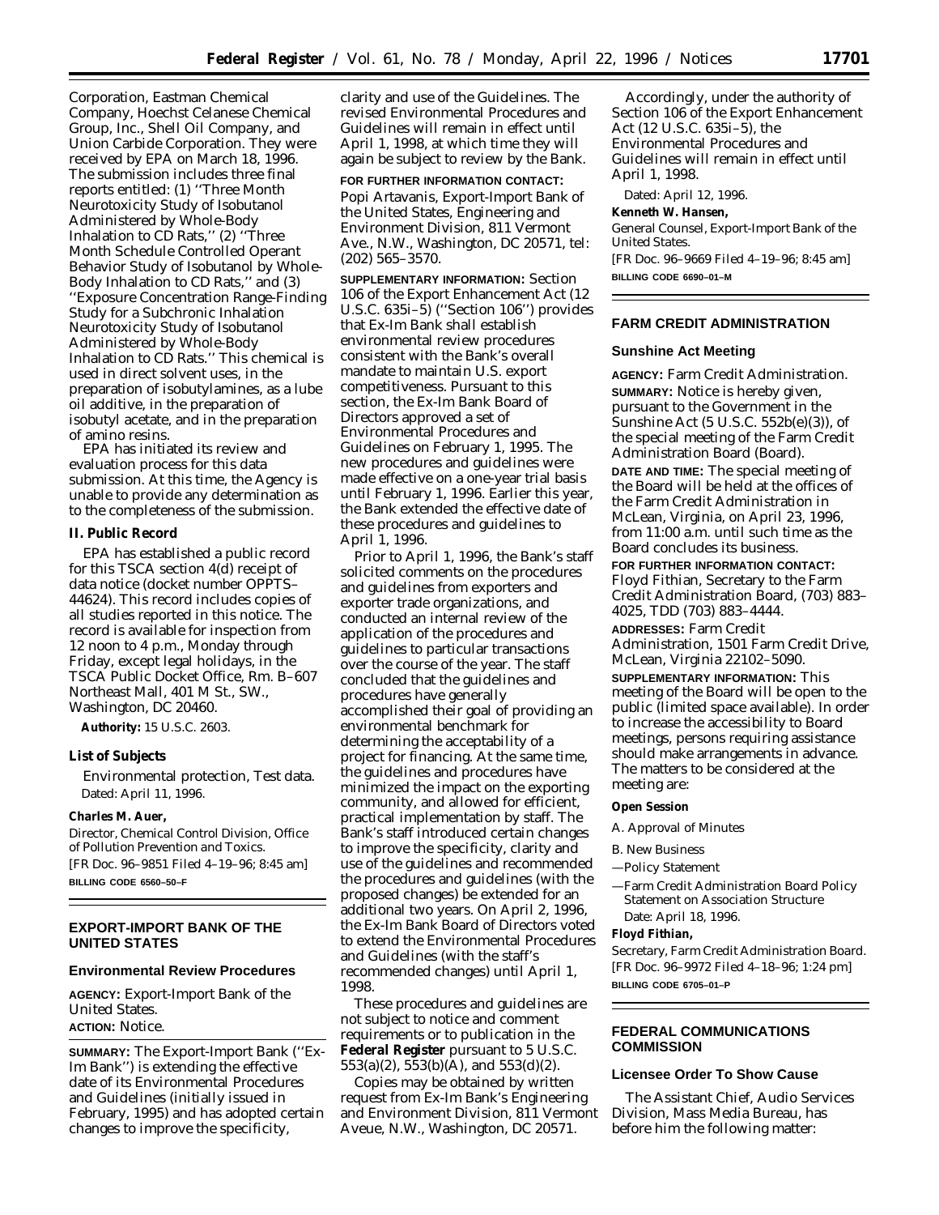Corporation, Eastman Chemical Company, Hoechst Celanese Chemical Group, Inc., Shell Oil Company, and Union Carbide Corporation. They were received by EPA on March 18, 1996. The submission includes three final reports entitled: (1) ''Three Month Neurotoxicity Study of Isobutanol Administered by Whole-Body Inhalation to CD Rats,'' (2) ''Three Month Schedule Controlled Operant Behavior Study of Isobutanol by Whole-Body Inhalation to CD Rats,'' and (3) ''Exposure Concentration Range-Finding Study for a Subchronic Inhalation Neurotoxicity Study of Isobutanol Administered by Whole-Body Inhalation to CD Rats.'' This chemical is used in direct solvent uses, in the preparation of isobutylamines, as a lube oil additive, in the preparation of isobutyl acetate, and in the preparation of amino resins.

EPA has initiated its review and evaluation process for this data submission. At this time, the Agency is unable to provide any determination as to the completeness of the submission.

## II. Public Record

EPA has established a public record for this TSCA section 4(d) receipt of data notice (docket number OPPTS–44624). This record includes copies of all studies reported in this notice. The record is available for inspection from 12 noon to 4 p.m., Monday through Friday, except legal holidays, in the TSCA Public Docket Office, Rm. B–607 Northeast Mall, 401 M St., SW., Washington, DC 20460.

**Authority:** 15 U.S.C. 2603.

### List of Subjects

Environmental protection, Test data.

Dated: April 11, 1996.

**Charles M. Auer,**

*Director, Chemical Control Division, Office of Pollution Prevention and Toxics.*

[FR Doc. 96–9851 Filed 4–19–96; 8:45 am]

**BILLING CODE 6560–50–F**

## EXPORT-IMPORT BANK OF THE UNITED STATES

### Environmental Review Procedures

**AGENCY:** Export-Import Bank of the United States.

**ACTION:** Notice.

**SUMMARY:** The Export-Import Bank (''Ex-Im Bank'') is extending the effective date of its Environmental Procedures and Guidelines (initially issued in February, 1995) and has adopted certain changes to improve the specificity, clarity and use of the Guidelines. The revised Environmental Procedures and Guidelines will remain in effect until April 1, 1998, at which time they will again be subject to review by the Bank.

**FOR FURTHER INFORMATION CONTACT:** Popi Artavanis, Export-Import Bank of the United States, Engineering and Environment Division, 811 Vermont Ave., N.W., Washington, DC 20571, tel: (202) 565–3570.

**SUPPLEMENTARY INFORMATION:** Section 106 of the Export Enhancement Act (12 U.S.C. 635i–5) (''Section 106'') provides that Ex-Im Bank shall establish environmental review procedures consistent with the Bank's overall mandate to maintain U.S. export competitiveness. Pursuant to this section, the Ex-Im Bank Board of Directors approved a set of Environmental Procedures and Guidelines on February 1, 1995. The new procedures and guidelines were made effective on a one-year trial basis until February 1, 1996. Earlier this year, the Bank extended the effective date of these procedures and guidelines to April 1, 1996.

Prior to April 1, 1996, the Bank's staff solicited comments on the procedures and guidelines from exporters and exporter trade organizations, and conducted an internal review of the application of the procedures and guidelines to particular transactions over the course of the year. The staff concluded that the guidelines and procedures have generally accomplished their goal of providing an environmental benchmark for determining the acceptability of a project for financing. At the same time, the guidelines and procedures have minimized the impact on the exporting community, and allowed for efficient, practical implementation by staff. The Bank's staff introduced certain changes to improve the specificity, clarity and use of the guidelines and recommended the procedures and guidelines (with the proposed changes) be extended for an additional two years. On April 2, 1996, the Ex-Im Bank Board of Directors voted to extend the Environmental Procedures and Guidelines (with the staff's recommended changes) until April 1, 1998.

These procedures and guidelines are not subject to notice and comment requirements or to publication in the **Federal Register** pursuant to 5 U.S.C. 553(a)(2), 553(b)(A), and 553(d)(2).

Copies may be obtained by written request from Ex-Im Bank's Engineering and Environment Division, 811 Vermont Aveue, N.W., Washington, DC 20571.

Accordingly, under the authority of Section 106 of the Export Enhancement Act (12 U.S.C. 635i–5), the Environmental Procedures and Guidelines will remain in effect until April 1, 1998.

Dated: April 12, 1996.

**Kenneth W. Hansen,**

*General Counsel, Export-Import Bank of the United States.*

[FR Doc. 96–9669 Filed 4–19–96; 8:45 am]

**BILLING CODE 6690–01–M**

## FARM CREDIT ADMINISTRATION

### Sunshine Act Meeting

**AGENCY:** Farm Credit Administration.

**SUMMARY:** Notice is hereby given, pursuant to the Government in the Sunshine Act (5 U.S.C. 552b(e)(3)), of the special meeting of the Farm Credit Administration Board (Board).

**DATE AND TIME:** The special meeting of the Board will be held at the offices of the Farm Credit Administration in McLean, Virginia, on April 23, 1996, from 11:00 a.m. until such time as the Board concludes its business.

**FOR FURTHER INFORMATION CONTACT:** Floyd Fithian, Secretary to the Farm Credit Administration Board, (703) 883–4025, TDD (703) 883–4444.

**ADDRESSES:** Farm Credit Administration, 1501 Farm Credit Drive, McLean, Virginia 22102–5090.

**SUPPLEMENTARY INFORMATION:** This meeting of the Board will be open to the public (limited space available). In order to increase the accessibility to Board meetings, persons requiring assistance should make arrangements in advance. The matters to be considered at the meeting are:

#### Open Session

A. Approval of Minutes

B. New Business

—Policy Statement

—Farm Credit Administration Board Policy Statement on Association Structure

Date: April 18, 1996.

**Floyd Fithian,**

*Secretary, Farm Credit Administration Board.*

[FR Doc. 96–9972 Filed 4–18–96; 1:24 pm]

**BILLING CODE 6705–01–P**

## FEDERAL COMMUNICATIONS COMMISSION

### Licensee Order To Show Cause

The Assistant Chief, Audio Services Division, Mass Media Bureau, has before him the following matter: